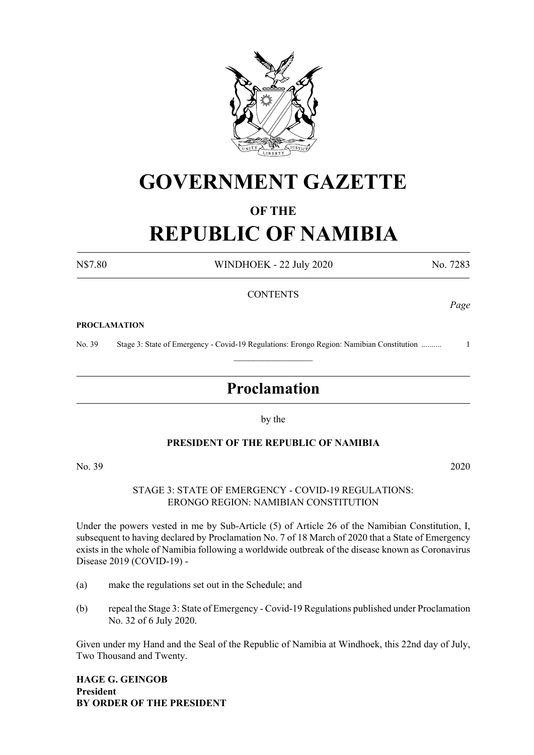# GOVERNMENT GAZETTE

## OF THE

# REPUBLIC OF NAMIBIA

N$7.80 WINDHOEK - 22 July 2020 No. 7283

CONTENTS

*Page*

**PROCLAMATION**

No. 39 Stage 3: State of Emergency - Covid-19 Regulations: Erongo Region: Namibian Constitution .......... 1

---

## Proclamation

by the

**PRESIDENT OF THE REPUBLIC OF NAMIBIA**

No. 39 2020

STAGE 3: STATE OF EMERGENCY - COVID-19 REGULATIONS: ERONGO REGION: NAMIBIAN CONSTITUTION

Under the powers vested in me by Sub-Article (5) of Article 26 of the Namibian Constitution, I, subsequent to having declared by Proclamation No. 7 of 18 March of 2020 that a State of Emergency exists in the whole of Namibia following a worldwide outbreak of the disease known as Coronavirus Disease 2019 (COVID-19) -

(a) make the regulations set out in the Schedule; and

(b) repeal the Stage 3: State of Emergency - Covid-19 Regulations published under Proclamation No. 32 of 6 July 2020.

Given under my Hand and the Seal of the Republic of Namibia at Windhoek, this 22nd day of July, Two Thousand and Twenty.

**HAGE G. GEINGOB**
**President**
**BY ORDER OF THE PRESIDENT**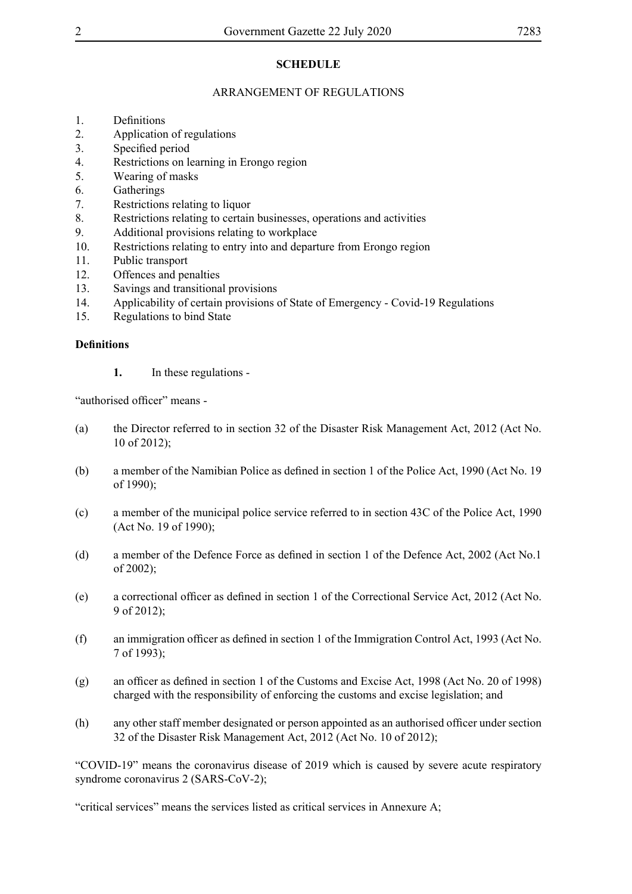**SCHEDULE**

ARRANGEMENT OF REGULATIONS

1. Definitions
2. Application of regulations
3. Specified period
4. Restrictions on learning in Erongo region
5. Wearing of masks
6. Gatherings
7. Restrictions relating to liquor
8. Restrictions relating to certain businesses, operations and activities
9. Additional provisions relating to workplace
10. Restrictions relating to entry into and departure from Erongo region
11. Public transport
12. Offences and penalties
13. Savings and transitional provisions
14. Applicability of certain provisions of State of Emergency - Covid-19 Regulations
15. Regulations to bind State

**Definitions**

**1.** In these regulations -

"authorised officer" means -

(a) the Director referred to in section 32 of the Disaster Risk Management Act, 2012 (Act No. 10 of 2012);

(b) a member of the Namibian Police as defined in section 1 of the Police Act, 1990 (Act No. 19 of 1990);

(c) a member of the municipal police service referred to in section 43C of the Police Act, 1990 (Act No. 19 of 1990);

(d) a member of the Defence Force as defined in section 1 of the Defence Act, 2002 (Act No.1 of 2002);

(e) a correctional officer as defined in section 1 of the Correctional Service Act, 2012 (Act No. 9 of 2012);

(f) an immigration officer as defined in section 1 of the Immigration Control Act, 1993 (Act No. 7 of 1993);

(g) an officer as defined in section 1 of the Customs and Excise Act, 1998 (Act No. 20 of 1998) charged with the responsibility of enforcing the customs and excise legislation; and

(h) any other staff member designated or person appointed as an authorised officer under section 32 of the Disaster Risk Management Act, 2012 (Act No. 10 of 2012);

"COVID-19" means the coronavirus disease of 2019 which is caused by severe acute respiratory syndrome coronavirus 2 (SARS-CoV-2);

"critical services" means the services listed as critical services in Annexure A;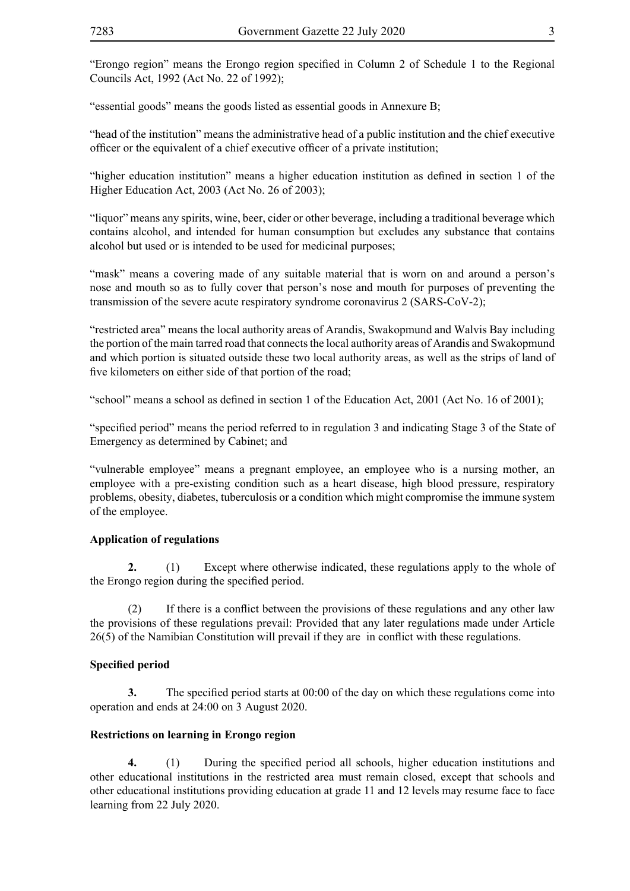"Erongo region" means the Erongo region specified in Column 2 of Schedule 1 to the Regional Councils Act, 1992 (Act No. 22 of 1992);

"essential goods" means the goods listed as essential goods in Annexure B;

"head of the institution" means the administrative head of a public institution and the chief executive officer or the equivalent of a chief executive officer of a private institution;

"higher education institution" means a higher education institution as defined in section 1 of the Higher Education Act, 2003 (Act No. 26 of 2003);

"liquor" means any spirits, wine, beer, cider or other beverage, including a traditional beverage which contains alcohol, and intended for human consumption but excludes any substance that contains alcohol but used or is intended to be used for medicinal purposes;

"mask" means a covering made of any suitable material that is worn on and around a person's nose and mouth so as to fully cover that person's nose and mouth for purposes of preventing the transmission of the severe acute respiratory syndrome coronavirus 2 (SARS-CoV-2);

"restricted area" means the local authority areas of Arandis, Swakopmund and Walvis Bay including the portion of the main tarred road that connects the local authority areas of Arandis and Swakopmund and which portion is situated outside these two local authority areas, as well as the strips of land of five kilometers on either side of that portion of the road;

"school" means a school as defined in section 1 of the Education Act, 2001 (Act No. 16 of 2001);

"specified period" means the period referred to in regulation 3 and indicating Stage 3 of the State of Emergency as determined by Cabinet; and

"vulnerable employee" means a pregnant employee, an employee who is a nursing mother, an employee with a pre-existing condition such as a heart disease, high blood pressure, respiratory problems, obesity, diabetes, tuberculosis or a condition which might compromise the immune system of the employee.

**Application of regulations**

**2.** (1) Except where otherwise indicated, these regulations apply to the whole of the Erongo region during the specified period.

(2) If there is a conflict between the provisions of these regulations and any other law the provisions of these regulations prevail: Provided that any later regulations made under Article 26(5) of the Namibian Constitution will prevail if they are in conflict with these regulations.

**Specified period**

**3.** The specified period starts at 00:00 of the day on which these regulations come into operation and ends at 24:00 on 3 August 2020.

**Restrictions on learning in Erongo region**

**4.** (1) During the specified period all schools, higher education institutions and other educational institutions in the restricted area must remain closed, except that schools and other educational institutions providing education at grade 11 and 12 levels may resume face to face learning from 22 July 2020.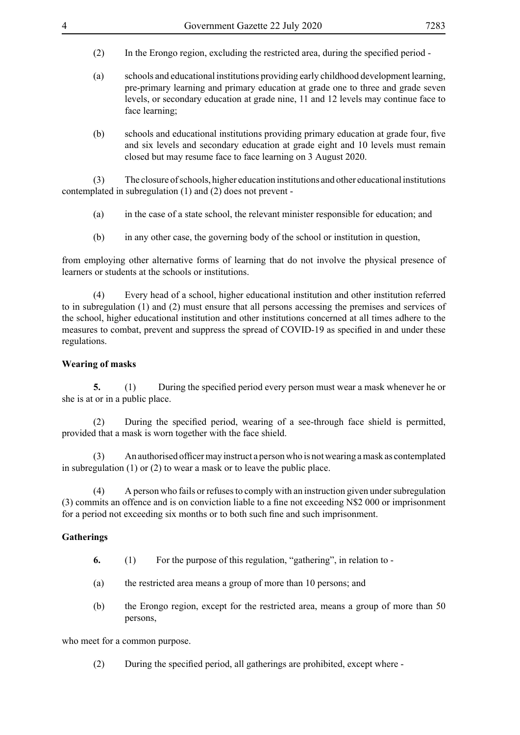(2) In the Erongo region, excluding the restricted area, during the specified period -

(a) schools and educational institutions providing early childhood development learning, pre-primary learning and primary education at grade one to three and grade seven levels, or secondary education at grade nine, 11 and 12 levels may continue face to face learning;

(b) schools and educational institutions providing primary education at grade four, five and six levels and secondary education at grade eight and 10 levels must remain closed but may resume face to face learning on 3 August 2020.

(3) The closure of schools, higher education institutions and other educational institutions contemplated in subregulation (1) and (2) does not prevent -

(a) in the case of a state school, the relevant minister responsible for education; and

(b) in any other case, the governing body of the school or institution in question,

from employing other alternative forms of learning that do not involve the physical presence of learners or students at the schools or institutions.

(4) Every head of a school, higher educational institution and other institution referred to in subregulation (1) and (2) must ensure that all persons accessing the premises and services of the school, higher educational institution and other institutions concerned at all times adhere to the measures to combat, prevent and suppress the spread of COVID-19 as specified in and under these regulations.

**Wearing of masks**

**5.** (1) During the specified period every person must wear a mask whenever he or she is at or in a public place.

(2) During the specified period, wearing of a see-through face shield is permitted, provided that a mask is worn together with the face shield.

(3) An authorised officer may instruct a person who is not wearing a mask as contemplated in subregulation (1) or (2) to wear a mask or to leave the public place.

(4) A person who fails or refuses to comply with an instruction given under subregulation (3) commits an offence and is on conviction liable to a fine not exceeding N$2 000 or imprisonment for a period not exceeding six months or to both such fine and such imprisonment.

**Gatherings**

**6.** (1) For the purpose of this regulation, "gathering", in relation to -

(a) the restricted area means a group of more than 10 persons; and

(b) the Erongo region, except for the restricted area, means a group of more than 50 persons,

who meet for a common purpose.

(2) During the specified period, all gatherings are prohibited, except where -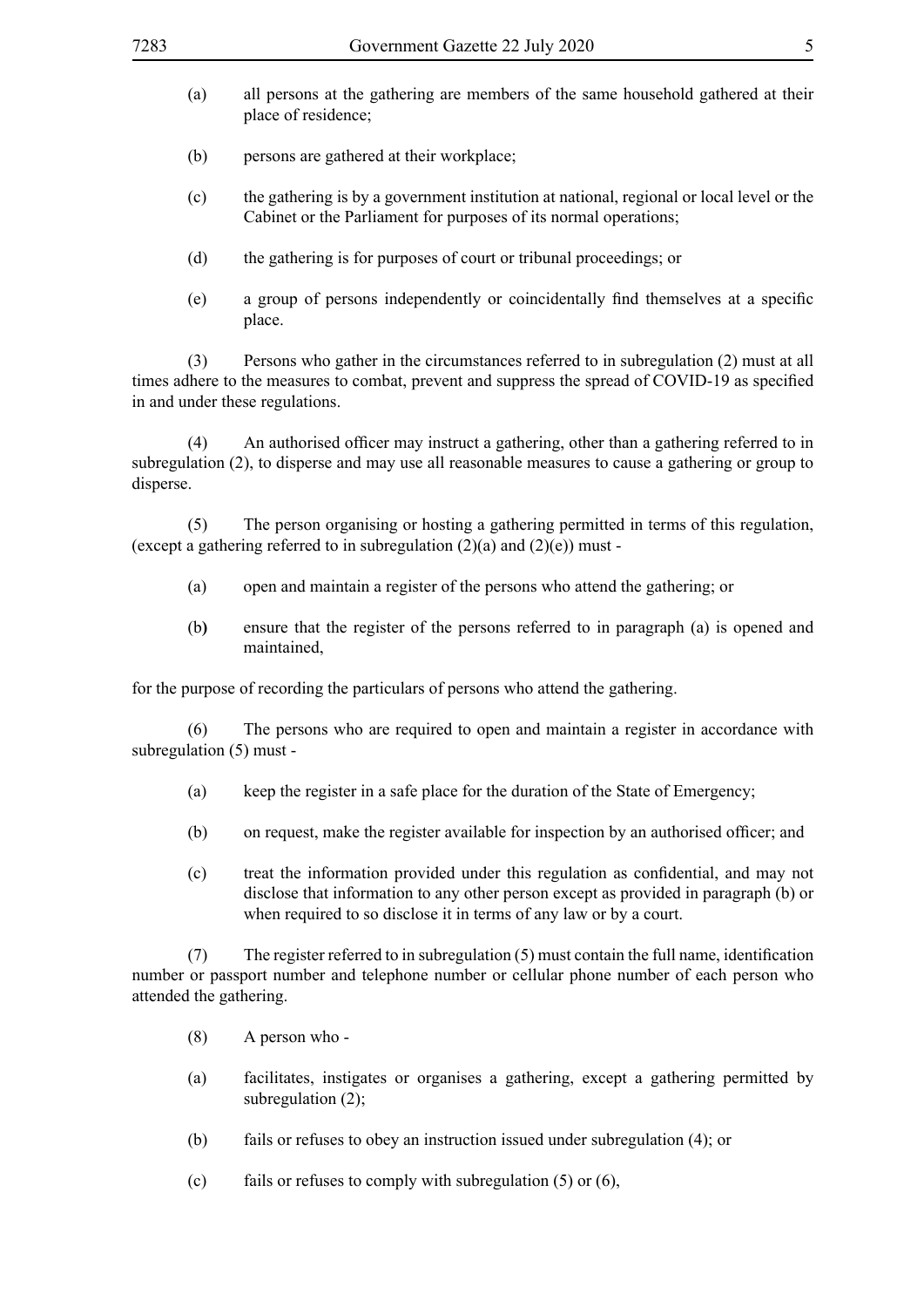(a) all persons at the gathering are members of the same household gathered at their place of residence;

(b) persons are gathered at their workplace;

(c) the gathering is by a government institution at national, regional or local level or the Cabinet or the Parliament for purposes of its normal operations;

(d) the gathering is for purposes of court or tribunal proceedings; or

(e) a group of persons independently or coincidentally find themselves at a specific place.

(3) Persons who gather in the circumstances referred to in subregulation (2) must at all times adhere to the measures to combat, prevent and suppress the spread of COVID-19 as specified in and under these regulations.

(4) An authorised officer may instruct a gathering, other than a gathering referred to in subregulation (2), to disperse and may use all reasonable measures to cause a gathering or group to disperse.

(5) The person organising or hosting a gathering permitted in terms of this regulation, (except a gathering referred to in subregulation (2)(a) and (2)(e)) must -

(a) open and maintain a register of the persons who attend the gathering; or

(b) ensure that the register of the persons referred to in paragraph (a) is opened and maintained,

for the purpose of recording the particulars of persons who attend the gathering.

(6) The persons who are required to open and maintain a register in accordance with subregulation (5) must -

(a) keep the register in a safe place for the duration of the State of Emergency;

(b) on request, make the register available for inspection by an authorised officer; and

(c) treat the information provided under this regulation as confidential, and may not disclose that information to any other person except as provided in paragraph (b) or when required to so disclose it in terms of any law or by a court.

(7) The register referred to in subregulation (5) must contain the full name, identification number or passport number and telephone number or cellular phone number of each person who attended the gathering.

(8) A person who -

(a) facilitates, instigates or organises a gathering, except a gathering permitted by subregulation (2);

(b) fails or refuses to obey an instruction issued under subregulation (4); or

(c) fails or refuses to comply with subregulation (5) or (6),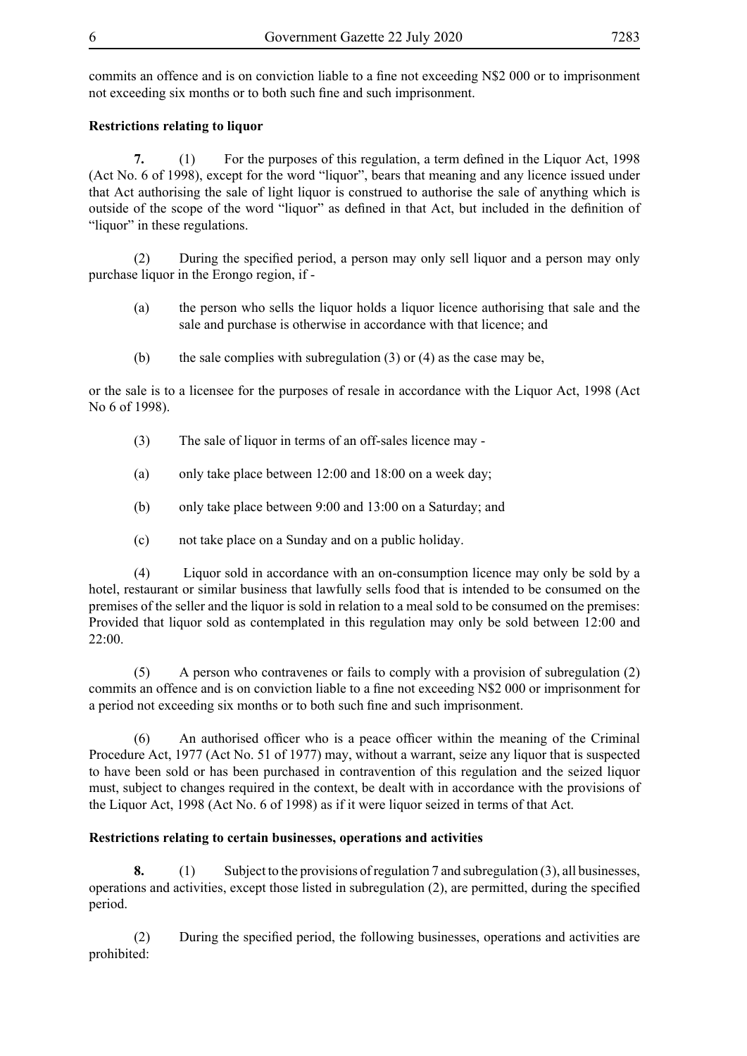commits an offence and is on conviction liable to a fine not exceeding N$2 000 or to imprisonment not exceeding six months or to both such fine and such imprisonment.

**Restrictions relating to liquor**

**7.** (1) For the purposes of this regulation, a term defined in the Liquor Act, 1998 (Act No. 6 of 1998), except for the word "liquor", bears that meaning and any licence issued under that Act authorising the sale of light liquor is construed to authorise the sale of anything which is outside of the scope of the word "liquor" as defined in that Act, but included in the definition of "liquor" in these regulations.

(2) During the specified period, a person may only sell liquor and a person may only purchase liquor in the Erongo region, if -

(a) the person who sells the liquor holds a liquor licence authorising that sale and the sale and purchase is otherwise in accordance with that licence; and

(b) the sale complies with subregulation (3) or (4) as the case may be,

or the sale is to a licensee for the purposes of resale in accordance with the Liquor Act, 1998 (Act No 6 of 1998).

(3) The sale of liquor in terms of an off-sales licence may -

(a) only take place between 12:00 and 18:00 on a week day;

(b) only take place between 9:00 and 13:00 on a Saturday; and

(c) not take place on a Sunday and on a public holiday.

(4) Liquor sold in accordance with an on-consumption licence may only be sold by a hotel, restaurant or similar business that lawfully sells food that is intended to be consumed on the premises of the seller and the liquor is sold in relation to a meal sold to be consumed on the premises: Provided that liquor sold as contemplated in this regulation may only be sold between 12:00 and 22:00.

(5) A person who contravenes or fails to comply with a provision of subregulation (2) commits an offence and is on conviction liable to a fine not exceeding N$2 000 or imprisonment for a period not exceeding six months or to both such fine and such imprisonment.

(6) An authorised officer who is a peace officer within the meaning of the Criminal Procedure Act, 1977 (Act No. 51 of 1977) may, without a warrant, seize any liquor that is suspected to have been sold or has been purchased in contravention of this regulation and the seized liquor must, subject to changes required in the context, be dealt with in accordance with the provisions of the Liquor Act, 1998 (Act No. 6 of 1998) as if it were liquor seized in terms of that Act.

**Restrictions relating to certain businesses, operations and activities**

**8.** (1) Subject to the provisions of regulation 7 and subregulation (3), all businesses, operations and activities, except those listed in subregulation (2), are permitted, during the specified period.

(2) During the specified period, the following businesses, operations and activities are prohibited: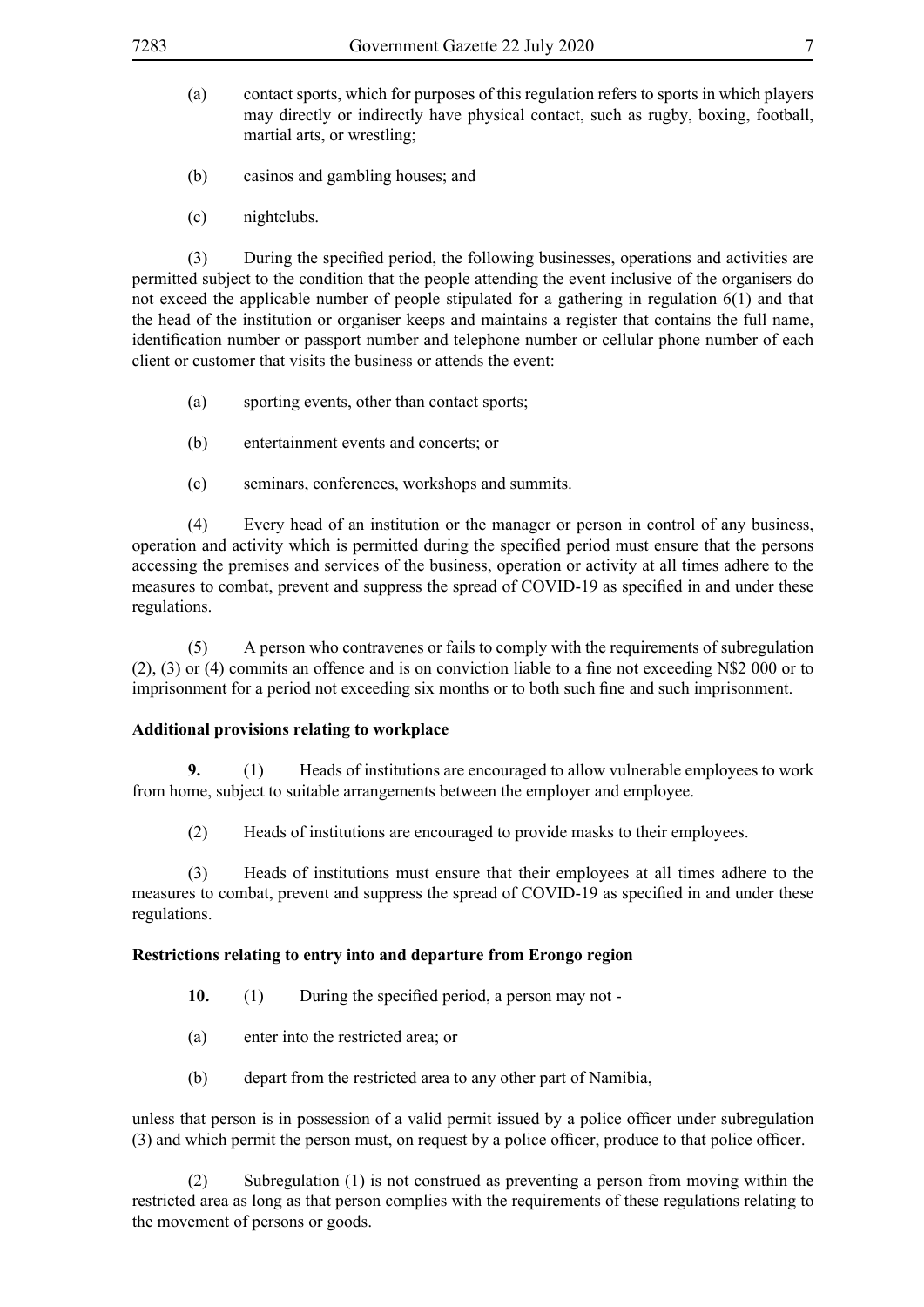(a) contact sports, which for purposes of this regulation refers to sports in which players may directly or indirectly have physical contact, such as rugby, boxing, football, martial arts, or wrestling;

(b) casinos and gambling houses; and

(c) nightclubs.

(3) During the specified period, the following businesses, operations and activities are permitted subject to the condition that the people attending the event inclusive of the organisers do not exceed the applicable number of people stipulated for a gathering in regulation 6(1) and that the head of the institution or organiser keeps and maintains a register that contains the full name, identification number or passport number and telephone number or cellular phone number of each client or customer that visits the business or attends the event:

(a) sporting events, other than contact sports;

(b) entertainment events and concerts; or

(c) seminars, conferences, workshops and summits.

(4) Every head of an institution or the manager or person in control of any business, operation and activity which is permitted during the specified period must ensure that the persons accessing the premises and services of the business, operation or activity at all times adhere to the measures to combat, prevent and suppress the spread of COVID-19 as specified in and under these regulations.

(5) A person who contravenes or fails to comply with the requirements of subregulation (2), (3) or (4) commits an offence and is on conviction liable to a fine not exceeding N$2 000 or to imprisonment for a period not exceeding six months or to both such fine and such imprisonment.

**Additional provisions relating to workplace**

**9.** (1) Heads of institutions are encouraged to allow vulnerable employees to work from home, subject to suitable arrangements between the employer and employee.

(2) Heads of institutions are encouraged to provide masks to their employees.

(3) Heads of institutions must ensure that their employees at all times adhere to the measures to combat, prevent and suppress the spread of COVID-19 as specified in and under these regulations.

**Restrictions relating to entry into and departure from Erongo region**

**10.** (1) During the specified period, a person may not -

(a) enter into the restricted area; or

(b) depart from the restricted area to any other part of Namibia,

unless that person is in possession of a valid permit issued by a police officer under subregulation (3) and which permit the person must, on request by a police officer, produce to that police officer.

(2) Subregulation (1) is not construed as preventing a person from moving within the restricted area as long as that person complies with the requirements of these regulations relating to the movement of persons or goods.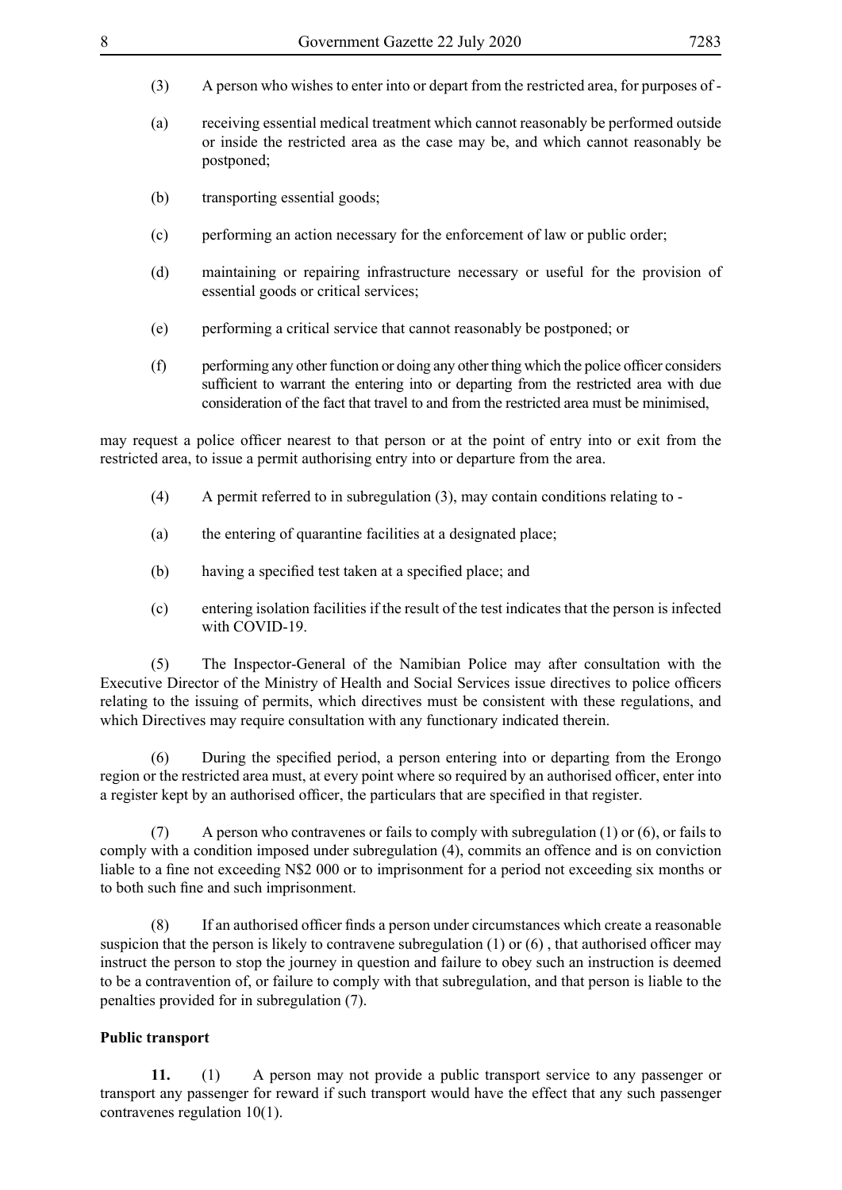(3) A person who wishes to enter into or depart from the restricted area, for purposes of -

(a) receiving essential medical treatment which cannot reasonably be performed outside or inside the restricted area as the case may be, and which cannot reasonably be postponed;

(b) transporting essential goods;

(c) performing an action necessary for the enforcement of law or public order;

(d) maintaining or repairing infrastructure necessary or useful for the provision of essential goods or critical services;

(e) performing a critical service that cannot reasonably be postponed; or

(f) performing any other function or doing any other thing which the police officer considers sufficient to warrant the entering into or departing from the restricted area with due consideration of the fact that travel to and from the restricted area must be minimised,

may request a police officer nearest to that person or at the point of entry into or exit from the restricted area, to issue a permit authorising entry into or departure from the area.

(4) A permit referred to in subregulation (3), may contain conditions relating to -

(a) the entering of quarantine facilities at a designated place;

(b) having a specified test taken at a specified place; and

(c) entering isolation facilities if the result of the test indicates that the person is infected with COVID-19.

(5) The Inspector-General of the Namibian Police may after consultation with the Executive Director of the Ministry of Health and Social Services issue directives to police officers relating to the issuing of permits, which directives must be consistent with these regulations, and which Directives may require consultation with any functionary indicated therein.

(6) During the specified period, a person entering into or departing from the Erongo region or the restricted area must, at every point where so required by an authorised officer, enter into a register kept by an authorised officer, the particulars that are specified in that register.

(7) A person who contravenes or fails to comply with subregulation (1) or (6), or fails to comply with a condition imposed under subregulation (4), commits an offence and is on conviction liable to a fine not exceeding N$2 000 or to imprisonment for a period not exceeding six months or to both such fine and such imprisonment.

(8) If an authorised officer finds a person under circumstances which create a reasonable suspicion that the person is likely to contravene subregulation (1) or (6) , that authorised officer may instruct the person to stop the journey in question and failure to obey such an instruction is deemed to be a contravention of, or failure to comply with that subregulation, and that person is liable to the penalties provided for in subregulation (7).

**Public transport**

**11.** (1) A person may not provide a public transport service to any passenger or transport any passenger for reward if such transport would have the effect that any such passenger contravenes regulation 10(1).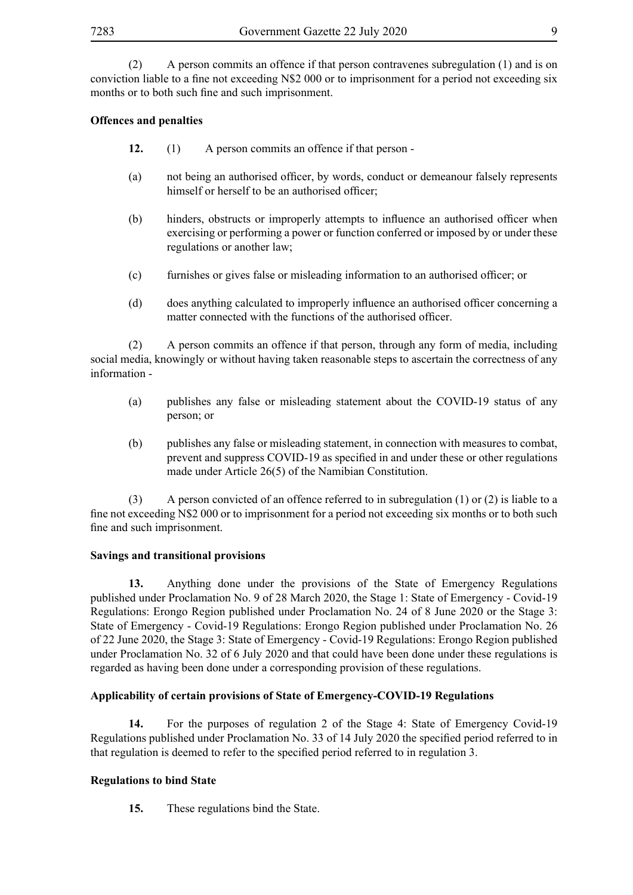(2) A person commits an offence if that person contravenes subregulation (1) and is on conviction liable to a fine not exceeding N$2 000 or to imprisonment for a period not exceeding six months or to both such fine and such imprisonment.

**Offences and penalties**

**12.** (1) A person commits an offence if that person -

(a) not being an authorised officer, by words, conduct or demeanour falsely represents himself or herself to be an authorised officer;

(b) hinders, obstructs or improperly attempts to influence an authorised officer when exercising or performing a power or function conferred or imposed by or under these regulations or another law;

(c) furnishes or gives false or misleading information to an authorised officer; or

(d) does anything calculated to improperly influence an authorised officer concerning a matter connected with the functions of the authorised officer.

(2) A person commits an offence if that person, through any form of media, including social media, knowingly or without having taken reasonable steps to ascertain the correctness of any information -

(a) publishes any false or misleading statement about the COVID-19 status of any person; or

(b) publishes any false or misleading statement, in connection with measures to combat, prevent and suppress COVID-19 as specified in and under these or other regulations made under Article 26(5) of the Namibian Constitution.

(3) A person convicted of an offence referred to in subregulation (1) or (2) is liable to a fine not exceeding N$2 000 or to imprisonment for a period not exceeding six months or to both such fine and such imprisonment.

**Savings and transitional provisions**

**13.** Anything done under the provisions of the State of Emergency Regulations published under Proclamation No. 9 of 28 March 2020, the Stage 1: State of Emergency - Covid-19 Regulations: Erongo Region published under Proclamation No. 24 of 8 June 2020 or the Stage 3: State of Emergency - Covid-19 Regulations: Erongo Region published under Proclamation No. 26 of 22 June 2020, the Stage 3: State of Emergency - Covid-19 Regulations: Erongo Region published under Proclamation No. 32 of 6 July 2020 and that could have been done under these regulations is regarded as having been done under a corresponding provision of these regulations.

**Applicability of certain provisions of State of Emergency-COVID-19 Regulations**

**14.** For the purposes of regulation 2 of the Stage 4: State of Emergency Covid-19 Regulations published under Proclamation No. 33 of 14 July 2020 the specified period referred to in that regulation is deemed to refer to the specified period referred to in regulation 3.

**Regulations to bind State**

**15.** These regulations bind the State.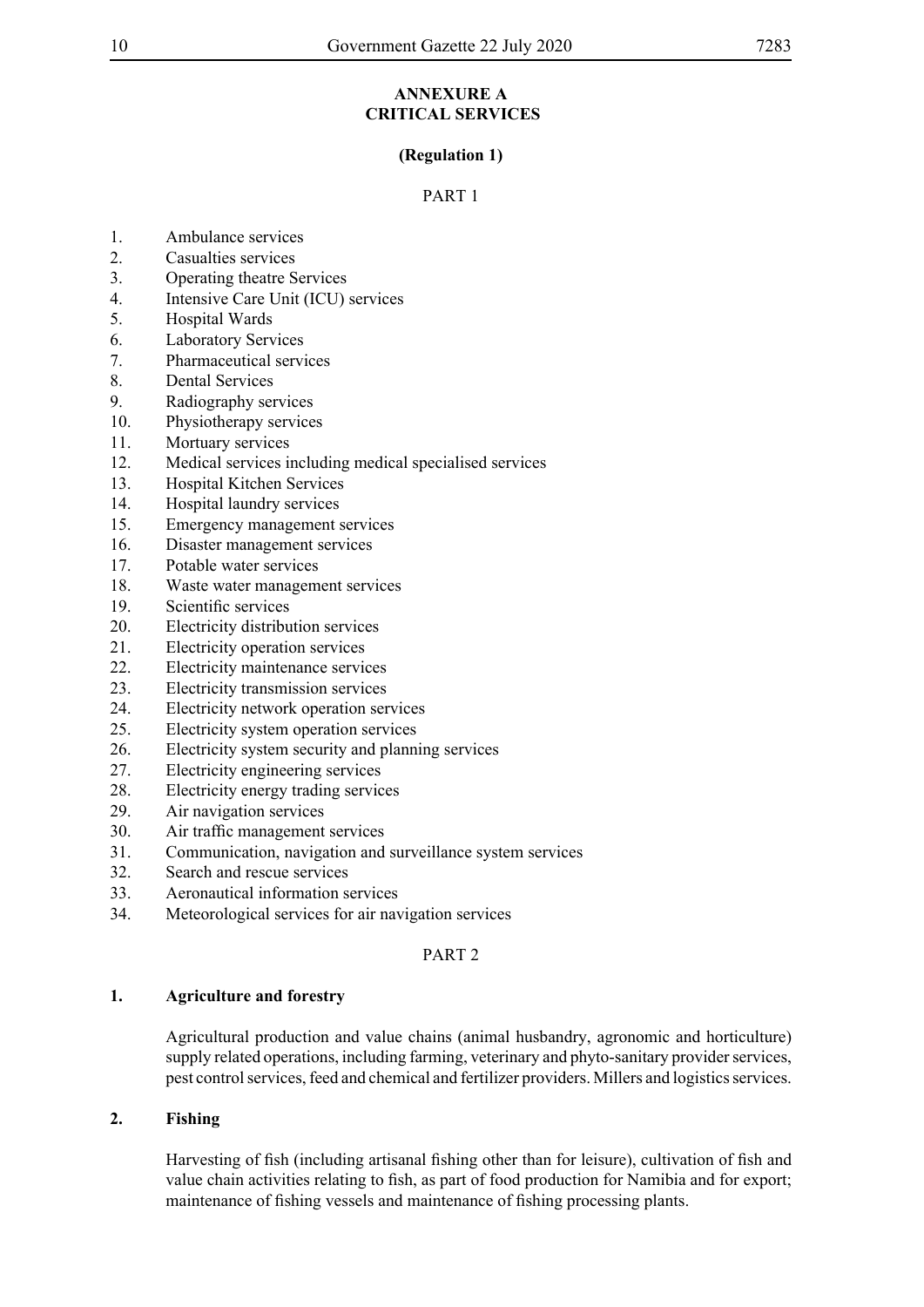## ANNEXURE A
## CRITICAL SERVICES

**(Regulation 1)**

PART 1

1. Ambulance services
2. Casualties services
3. Operating theatre Services
4. Intensive Care Unit (ICU) services
5. Hospital Wards
6. Laboratory Services
7. Pharmaceutical services
8. Dental Services
9. Radiography services
10. Physiotherapy services
11. Mortuary services
12. Medical services including medical specialised services
13. Hospital Kitchen Services
14. Hospital laundry services
15. Emergency management services
16. Disaster management services
17. Potable water services
18. Waste water management services
19. Scientific services
20. Electricity distribution services
21. Electricity operation services
22. Electricity maintenance services
23. Electricity transmission services
24. Electricity network operation services
25. Electricity system operation services
26. Electricity system security and planning services
27. Electricity engineering services
28. Electricity energy trading services
29. Air navigation services
30. Air traffic management services
31. Communication, navigation and surveillance system services
32. Search and rescue services
33. Aeronautical information services
34. Meteorological services for air navigation services

PART 2

**1. Agriculture and forestry**

Agricultural production and value chains (animal husbandry, agronomic and horticulture) supply related operations, including farming, veterinary and phyto-sanitary provider services, pest control services, feed and chemical and fertilizer providers. Millers and logistics services.

**2. Fishing**

Harvesting of fish (including artisanal fishing other than for leisure), cultivation of fish and value chain activities relating to fish, as part of food production for Namibia and for export; maintenance of fishing vessels and maintenance of fishing processing plants.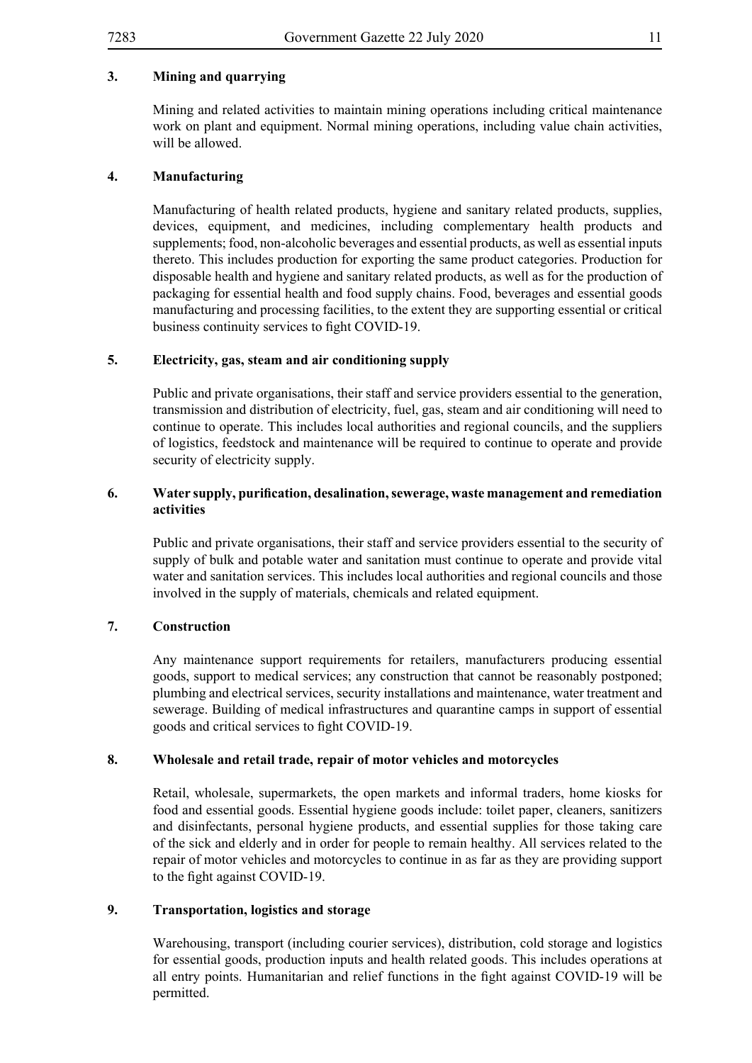**3. Mining and quarrying**

Mining and related activities to maintain mining operations including critical maintenance work on plant and equipment. Normal mining operations, including value chain activities, will be allowed.

**4. Manufacturing**

Manufacturing of health related products, hygiene and sanitary related products, supplies, devices, equipment, and medicines, including complementary health products and supplements; food, non-alcoholic beverages and essential products, as well as essential inputs thereto. This includes production for exporting the same product categories. Production for disposable health and hygiene and sanitary related products, as well as for the production of packaging for essential health and food supply chains. Food, beverages and essential goods manufacturing and processing facilities, to the extent they are supporting essential or critical business continuity services to fight COVID-19.

**5. Electricity, gas, steam and air conditioning supply**

Public and private organisations, their staff and service providers essential to the generation, transmission and distribution of electricity, fuel, gas, steam and air conditioning will need to continue to operate. This includes local authorities and regional councils, and the suppliers of logistics, feedstock and maintenance will be required to continue to operate and provide security of electricity supply.

**6. Water supply, purification, desalination, sewerage, waste management and remediation activities**

Public and private organisations, their staff and service providers essential to the security of supply of bulk and potable water and sanitation must continue to operate and provide vital water and sanitation services. This includes local authorities and regional councils and those involved in the supply of materials, chemicals and related equipment.

**7. Construction**

Any maintenance support requirements for retailers, manufacturers producing essential goods, support to medical services; any construction that cannot be reasonably postponed; plumbing and electrical services, security installations and maintenance, water treatment and sewerage. Building of medical infrastructures and quarantine camps in support of essential goods and critical services to fight COVID-19.

**8. Wholesale and retail trade, repair of motor vehicles and motorcycles**

Retail, wholesale, supermarkets, the open markets and informal traders, home kiosks for food and essential goods. Essential hygiene goods include: toilet paper, cleaners, sanitizers and disinfectants, personal hygiene products, and essential supplies for those taking care of the sick and elderly and in order for people to remain healthy. All services related to the repair of motor vehicles and motorcycles to continue in as far as they are providing support to the fight against COVID-19.

**9. Transportation, logistics and storage**

Warehousing, transport (including courier services), distribution, cold storage and logistics for essential goods, production inputs and health related goods. This includes operations at all entry points. Humanitarian and relief functions in the fight against COVID-19 will be permitted.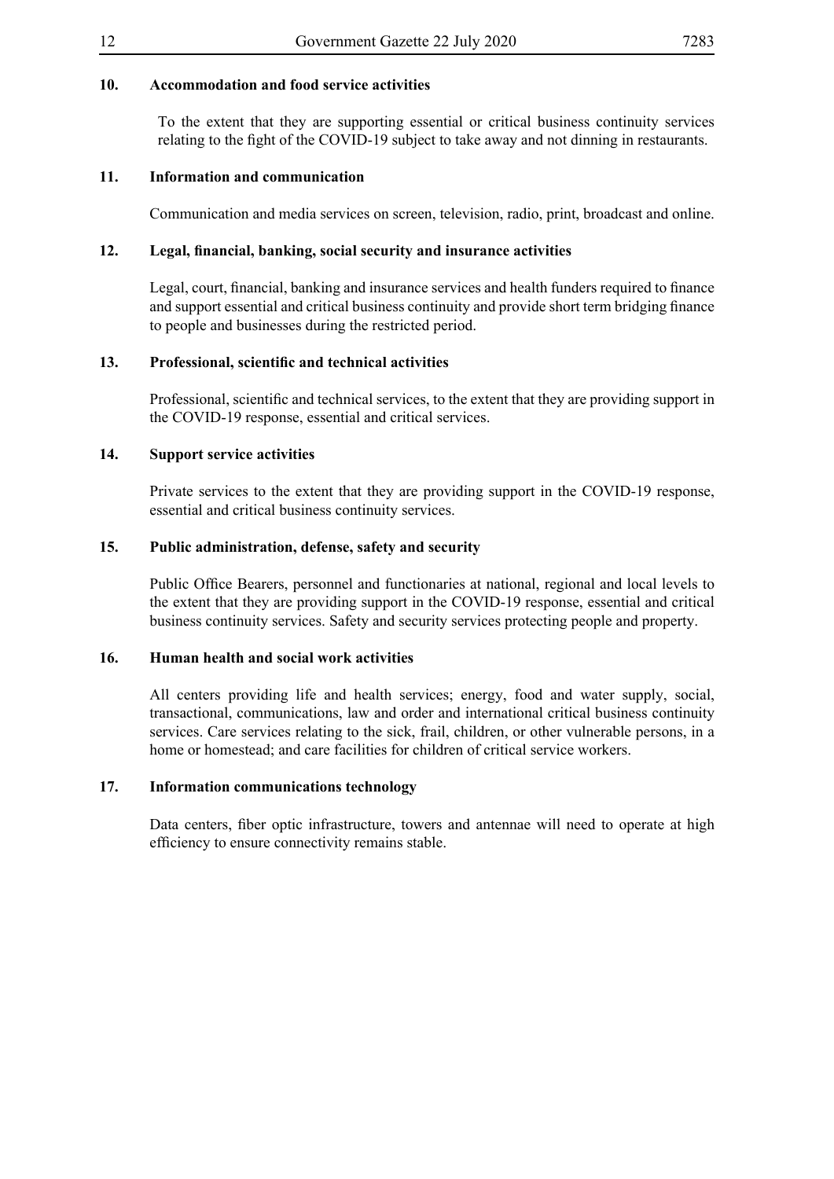**10. Accommodation and food service activities**

To the extent that they are supporting essential or critical business continuity services relating to the fight of the COVID-19 subject to take away and not dinning in restaurants.

**11. Information and communication**

Communication and media services on screen, television, radio, print, broadcast and online.

**12. Legal, financial, banking, social security and insurance activities**

Legal, court, financial, banking and insurance services and health funders required to finance and support essential and critical business continuity and provide short term bridging finance to people and businesses during the restricted period.

**13. Professional, scientific and technical activities**

Professional, scientific and technical services, to the extent that they are providing support in the COVID-19 response, essential and critical services.

**14. Support service activities**

Private services to the extent that they are providing support in the COVID-19 response, essential and critical business continuity services.

**15. Public administration, defense, safety and security**

Public Office Bearers, personnel and functionaries at national, regional and local levels to the extent that they are providing support in the COVID-19 response, essential and critical business continuity services. Safety and security services protecting people and property.

**16. Human health and social work activities**

All centers providing life and health services; energy, food and water supply, social, transactional, communications, law and order and international critical business continuity services. Care services relating to the sick, frail, children, or other vulnerable persons, in a home or homestead; and care facilities for children of critical service workers.

**17. Information communications technology**

Data centers, fiber optic infrastructure, towers and antennae will need to operate at high efficiency to ensure connectivity remains stable.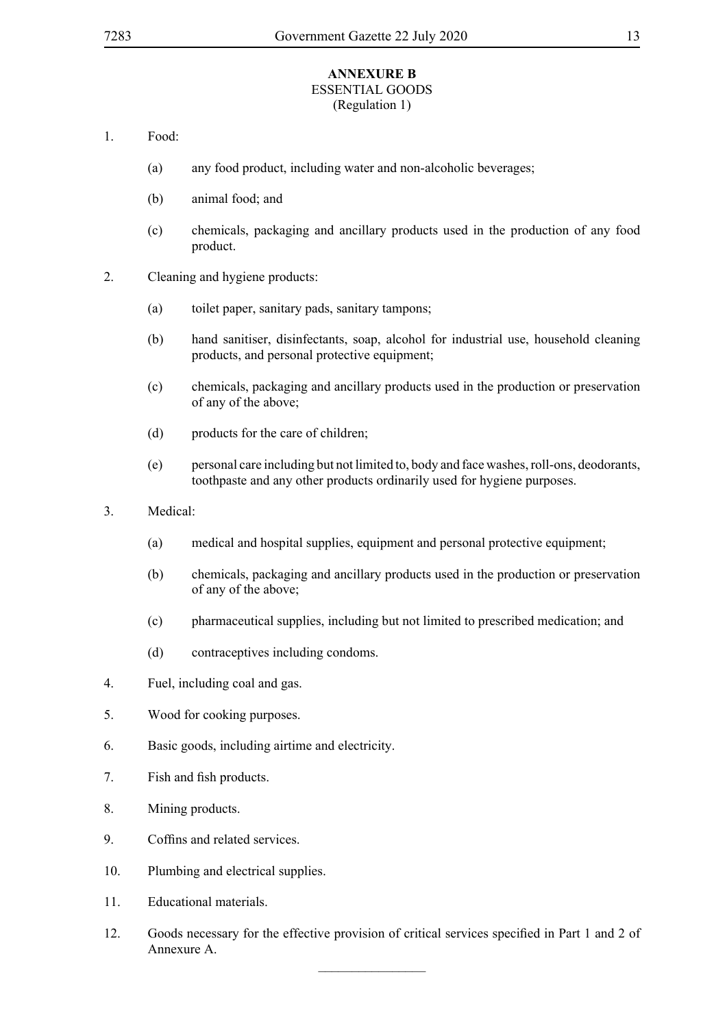# ANNEXURE B

## ESSENTIAL GOODS

(Regulation 1)

1. Food:

   (a) any food product, including water and non-alcoholic beverages;

   (b) animal food; and

   (c) chemicals, packaging and ancillary products used in the production of any food product.

2. Cleaning and hygiene products:

   (a) toilet paper, sanitary pads, sanitary tampons;

   (b) hand sanitiser, disinfectants, soap, alcohol for industrial use, household cleaning products, and personal protective equipment;

   (c) chemicals, packaging and ancillary products used in the production or preservation of any of the above;

   (d) products for the care of children;

   (e) personal care including but not limited to, body and face washes, roll-ons, deodorants, toothpaste and any other products ordinarily used for hygiene purposes.

3. Medical:

   (a) medical and hospital supplies, equipment and personal protective equipment;

   (b) chemicals, packaging and ancillary products used in the production or preservation of any of the above;

   (c) pharmaceutical supplies, including but not limited to prescribed medication; and

   (d) contraceptives including condoms.

4. Fuel, including coal and gas.

5. Wood for cooking purposes.

6. Basic goods, including airtime and electricity.

7. Fish and fish products.

8. Mining products.

9. Coffins and related services.

10. Plumbing and electrical supplies.

11. Educational materials.

12. Goods necessary for the effective provision of critical services specified in Part 1 and 2 of Annexure A.